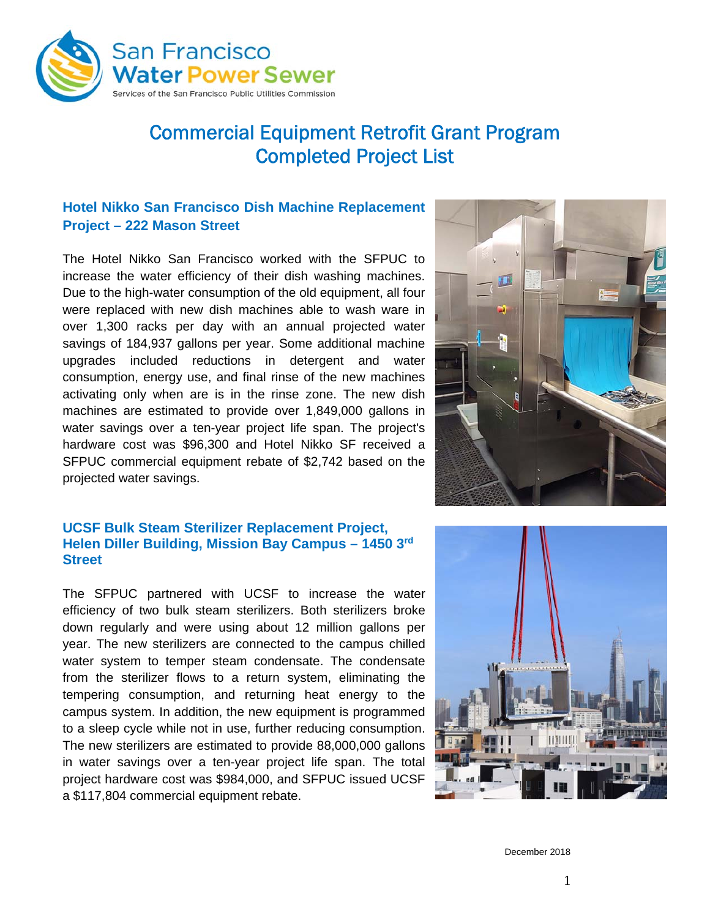San Francisco Water Power Sewer

Services of the San Francisco Public Utilities Commission

# Commercial Equipment Retrofit Grant Program Completed Project List

## Hotel Nikko San Francisco Dish Machine Replacement Project – 222 Mason Street

The Hotel Nikko San Francisco worked with the SFPUC to increase the water efficiency of their dish washing machines. Due to the high-water consumption of the old equipment, all four were replaced with new dish machines able to wash ware in over 1,300 racks per day with an annual projected water savings of 184,937 gallons per year. Some additional machine upgrades included reductions in detergent and water consumption, energy use, and final rinse of the new machines activating only when are is in the rinse zone. The new dish machines are estimated to provide over 1,849,000 gallons in water savings over a ten-year project life span. The project's hardware cost was $96,300 and Hotel Nikko SF received a SFPUC commercial equipment rebate of $2,742 based on the projected water savings.

## UCSF Bulk Steam Sterilizer Replacement Project, Helen Diller Building, Mission Bay Campus – 1450 3rd Street

The SFPUC partnered with UCSF to increase the water efficiency of two bulk steam sterilizers. Both sterilizers broke down regularly and were using about 12 million gallons per year. The new sterilizers are connected to the campus chilled water system to temper steam condensate. The condensate from the sterilizer flows to a return system, eliminating the tempering consumption, and returning heat energy to the campus system. In addition, the new equipment is programmed to a sleep cycle while not in use, further reducing consumption. The new sterilizers are estimated to provide 88,000,000 gallons in water savings over a ten-year project life span. The total project hardware cost was $984,000, and SFPUC issued UCSF a $117,804 commercial equipment rebate.

December 2018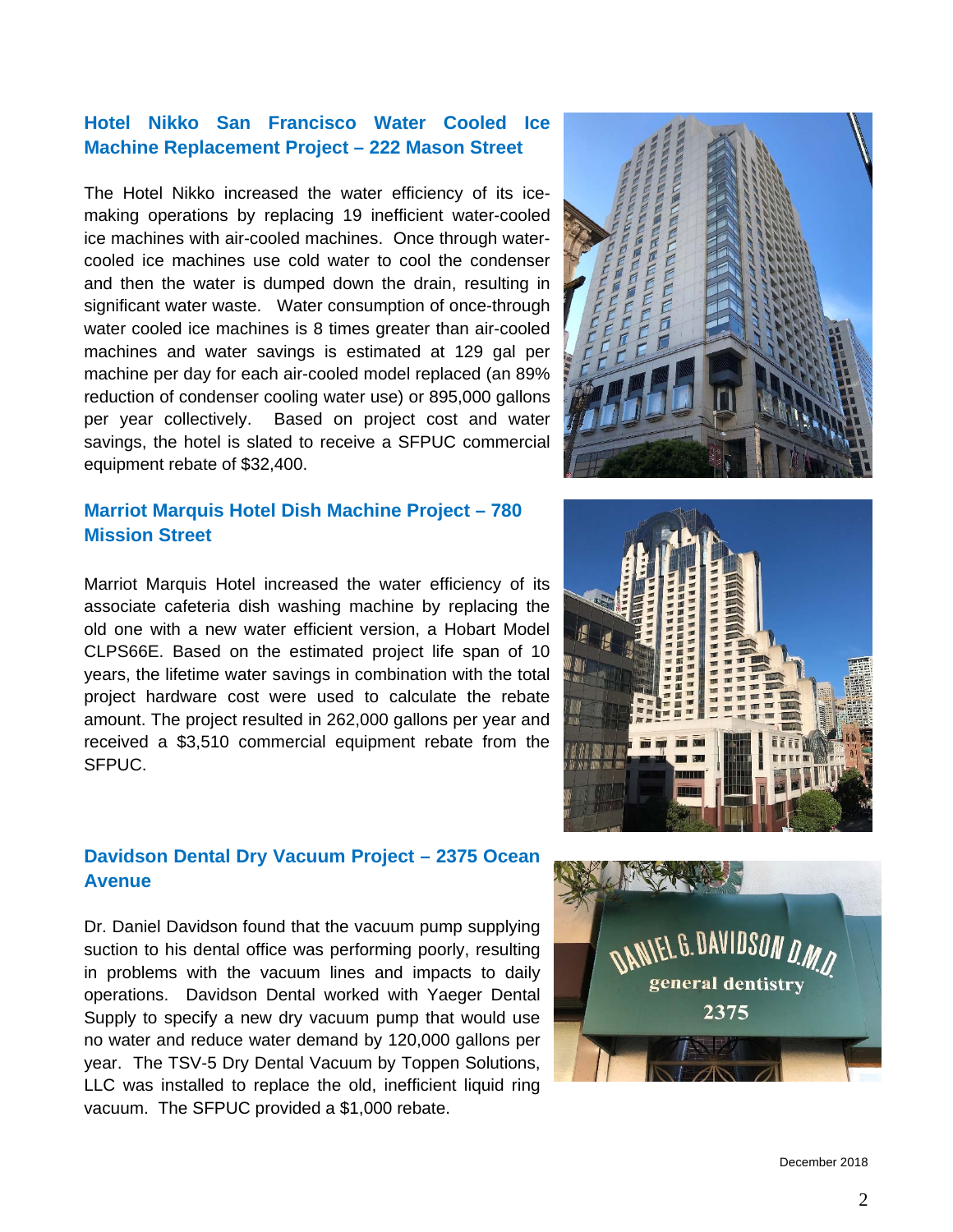## Hotel Nikko San Francisco Water Cooled Ice Machine Replacement Project – 222 Mason Street

The Hotel Nikko increased the water efficiency of its ice-making operations by replacing 19 inefficient water-cooled ice machines with air-cooled machines. Once through water-cooled ice machines use cold water to cool the condenser and then the water is dumped down the drain, resulting in significant water waste. Water consumption of once-through water cooled ice machines is 8 times greater than air-cooled machines and water savings is estimated at 129 gal per machine per day for each air-cooled model replaced (an 89% reduction of condenser cooling water use) or 895,000 gallons per year collectively. Based on project cost and water savings, the hotel is slated to receive a SFPUC commercial equipment rebate of $32,400.

## Marriot Marquis Hotel Dish Machine Project – 780 Mission Street

Marriot Marquis Hotel increased the water efficiency of its associate cafeteria dish washing machine by replacing the old one with a new water efficient version, a Hobart Model CLPS66E. Based on the estimated project life span of 10 years, the lifetime water savings in combination with the total project hardware cost were used to calculate the rebate amount. The project resulted in 262,000 gallons per year and received a $3,510 commercial equipment rebate from the SFPUC.

## Davidson Dental Dry Vacuum Project – 2375 Ocean Avenue

Dr. Daniel Davidson found that the vacuum pump supplying suction to his dental office was performing poorly, resulting in problems with the vacuum lines and impacts to daily operations. Davidson Dental worked with Yaeger Dental Supply to specify a new dry vacuum pump that would use no water and reduce water demand by 120,000 gallons per year. The TSV-5 Dry Dental Vacuum by Toppen Solutions, LLC was installed to replace the old, inefficient liquid ring vacuum. The SFPUC provided a $1,000 rebate.

December 2018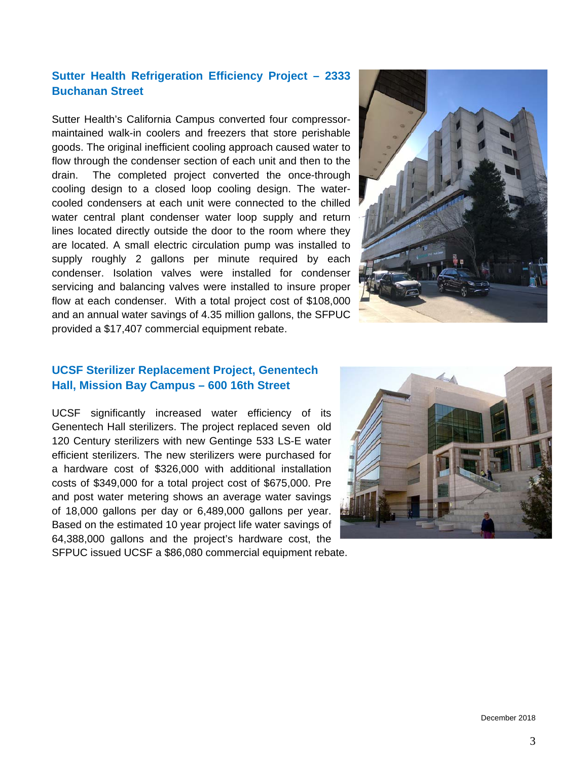### Sutter Health Refrigeration Efficiency Project – 2333 Buchanan Street

Sutter Health's California Campus converted four compressor-maintained walk-in coolers and freezers that store perishable goods. The original inefficient cooling approach caused water to flow through the condenser section of each unit and then to the drain. The completed project converted the once-through cooling design to a closed loop cooling design. The water-cooled condensers at each unit were connected to the chilled water central plant condenser water loop supply and return lines located directly outside the door to the room where they are located. A small electric circulation pump was installed to supply roughly 2 gallons per minute required by each condenser. Isolation valves were installed for condenser servicing and balancing valves were installed to insure proper flow at each condenser. With a total project cost of $108,000 and an annual water savings of 4.35 million gallons, the SFPUC provided a $17,407 commercial equipment rebate.

### UCSF Sterilizer Replacement Project, Genentech Hall, Mission Bay Campus – 600 16th Street

UCSF significantly increased water efficiency of its Genentech Hall sterilizers. The project replaced seven old 120 Century sterilizers with new Gentinge 533 LS-E water efficient sterilizers. The new sterilizers were purchased for a hardware cost of $326,000 with additional installation costs of $349,000 for a total project cost of $675,000. Pre and post water metering shows an average water savings of 18,000 gallons per day or 6,489,000 gallons per year. Based on the estimated 10 year project life water savings of 64,388,000 gallons and the project's hardware cost, the SFPUC issued UCSF a $86,080 commercial equipment rebate.

December 2018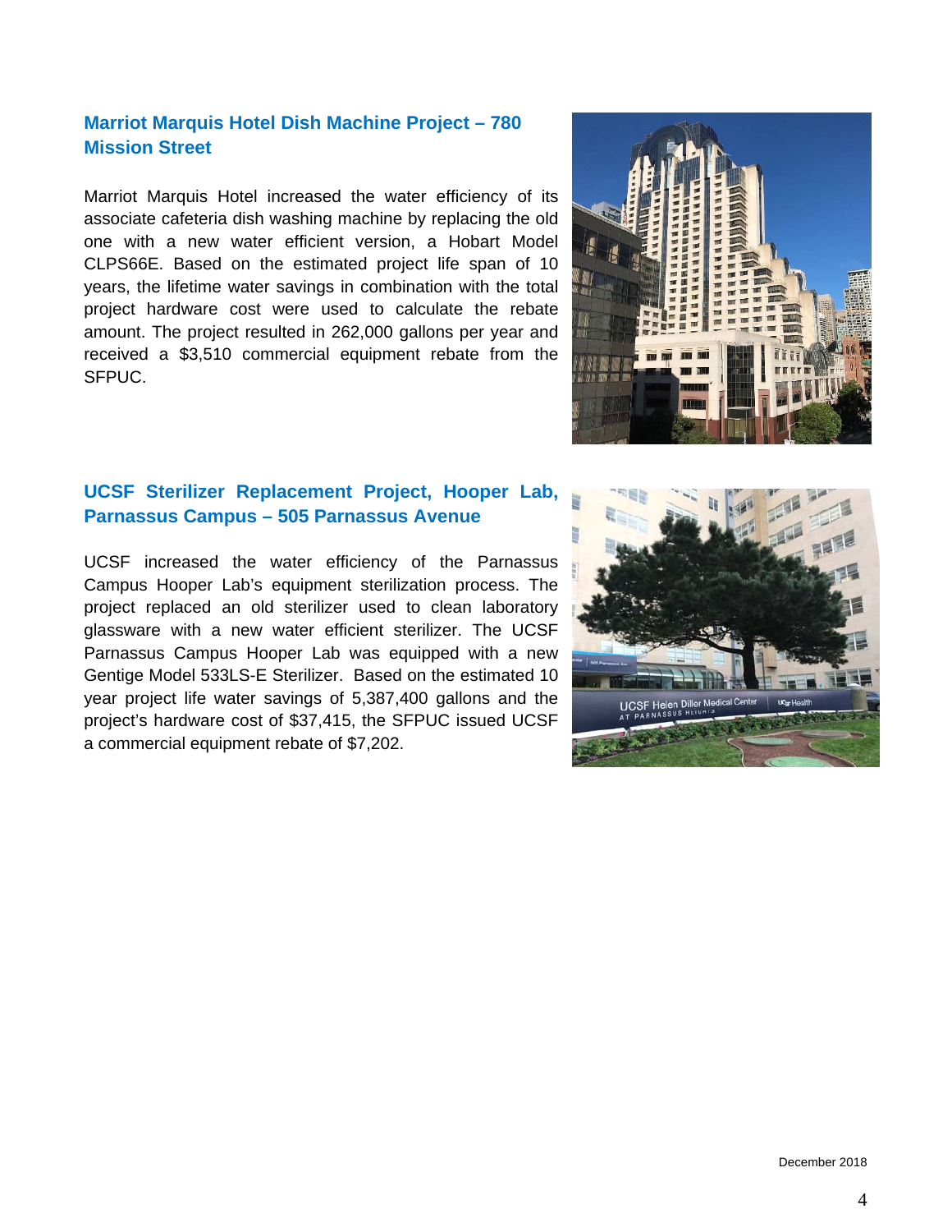## Marriot Marquis Hotel Dish Machine Project – 780 Mission Street

Marriot Marquis Hotel increased the water efficiency of its associate cafeteria dish washing machine by replacing the old one with a new water efficient version, a Hobart Model CLPS66E. Based on the estimated project life span of 10 years, the lifetime water savings in combination with the total project hardware cost were used to calculate the rebate amount. The project resulted in 262,000 gallons per year and received a $3,510 commercial equipment rebate from the SFPUC.

## UCSF Sterilizer Replacement Project, Hooper Lab, Parnassus Campus – 505 Parnassus Avenue

UCSF increased the water efficiency of the Parnassus Campus Hooper Lab's equipment sterilization process. The project replaced an old sterilizer used to clean laboratory glassware with a new water efficient sterilizer. The UCSF Parnassus Campus Hooper Lab was equipped with a new Gentige Model 533LS-E Sterilizer. Based on the estimated 10 year project life water savings of 5,387,400 gallons and the project's hardware cost of $37,415, the SFPUC issued UCSF a commercial equipment rebate of $7,202.

December 2018